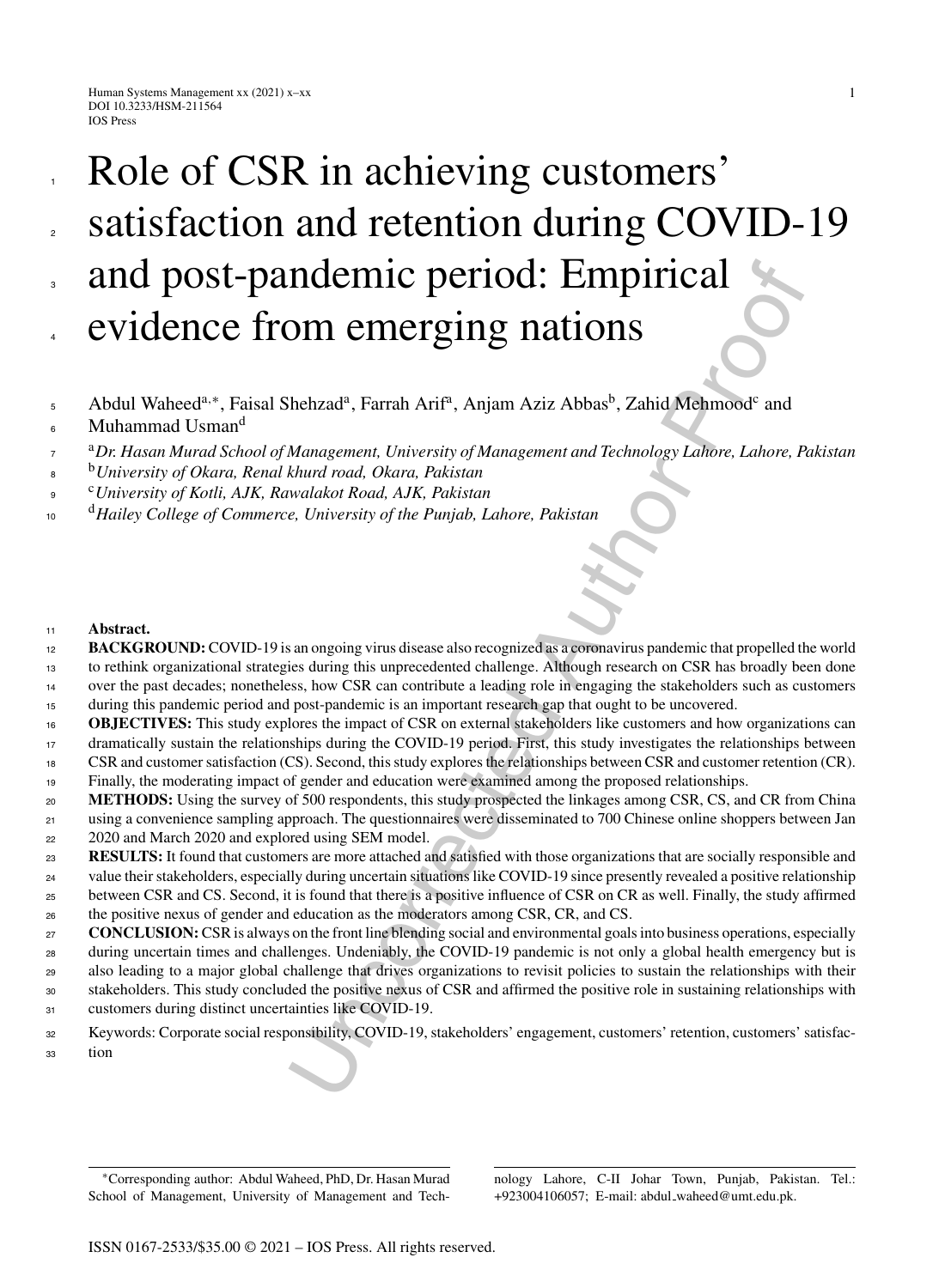# Role of CSR in achieving customers' satisfaction and retention during COVID-19 and post-pandemic period: Empirical evidence from emerging nations

Abdul Waheed[a,*], Faisal Shehzad[a], Farrah Arif[a], Anjam Aziz Abbas[b], Zahid Mehmood[c] and Muhammad Usman[d]

[a] *Dr. Hasan Murad School of Management, University of Management and Technology Lahore, Lahore, Pakistan*
[b] *University of Okara, Renal khurd road, Okara, Pakistan*
[c] *University of Kotli, AJK, Rawalakot Road, AJK, Pakistan*
[d] *Hailey College of Commerce, University of the Punjab, Lahore, Pakistan*

**Abstract.**

**BACKGROUND:** COVID-19 is an ongoing virus disease also recognized as a coronavirus pandemic that propelled the world to rethink organizational strategies during this unprecedented challenge. Although research on CSR has broadly been done over the past decades; nonetheless, how CSR can contribute a leading role in engaging the stakeholders such as customers during this pandemic period and post-pandemic is an important research gap that ought to be uncovered.

**OBJECTIVES:** This study explores the impact of CSR on external stakeholders like customers and how organizations can dramatically sustain the relationships during the COVID-19 period. First, this study investigates the relationships between CSR and customer satisfaction (CS). Second, this study explores the relationships between CSR and customer retention (CR). Finally, the moderating impact of gender and education were examined among the proposed relationships.

**METHODS:** Using the survey of 500 respondents, this study prospected the linkages among CSR, CS, and CR from China using a convenience sampling approach. The questionnaires were disseminated to 700 Chinese online shoppers between Jan 2020 and March 2020 and explored using SEM model.

**RESULTS:** It found that customers are more attached and satisfied with those organizations that are socially responsible and value their stakeholders, especially during uncertain situations like COVID-19 since presently revealed a positive relationship between CSR and CS. Second, it is found that there is a positive influence of CSR on CR as well. Finally, the study affirmed the positive nexus of gender and education as the moderators among CSR, CR, and CS.

**CONCLUSION:** CSR is always on the front line blending social and environmental goals into business operations, especially during uncertain times and challenges. Undeniably, the COVID-19 pandemic is not only a global health emergency but is also leading to a major global challenge that drives organizations to revisit policies to sustain the relationships with their stakeholders. This study concluded the positive nexus of CSR and affirmed the positive role in sustaining relationships with customers during distinct uncertainties like COVID-19.

Keywords: Corporate social responsibility, COVID-19, stakeholders' engagement, customers' retention, customers' satisfaction

*Corresponding author: Abdul Waheed, PhD, Dr. Hasan Murad School of Management, University of Management and Technology Lahore, C-II Johar Town, Punjab, Pakistan. Tel.: +923004106057; E-mail: abdul_waheed@umt.edu.pk.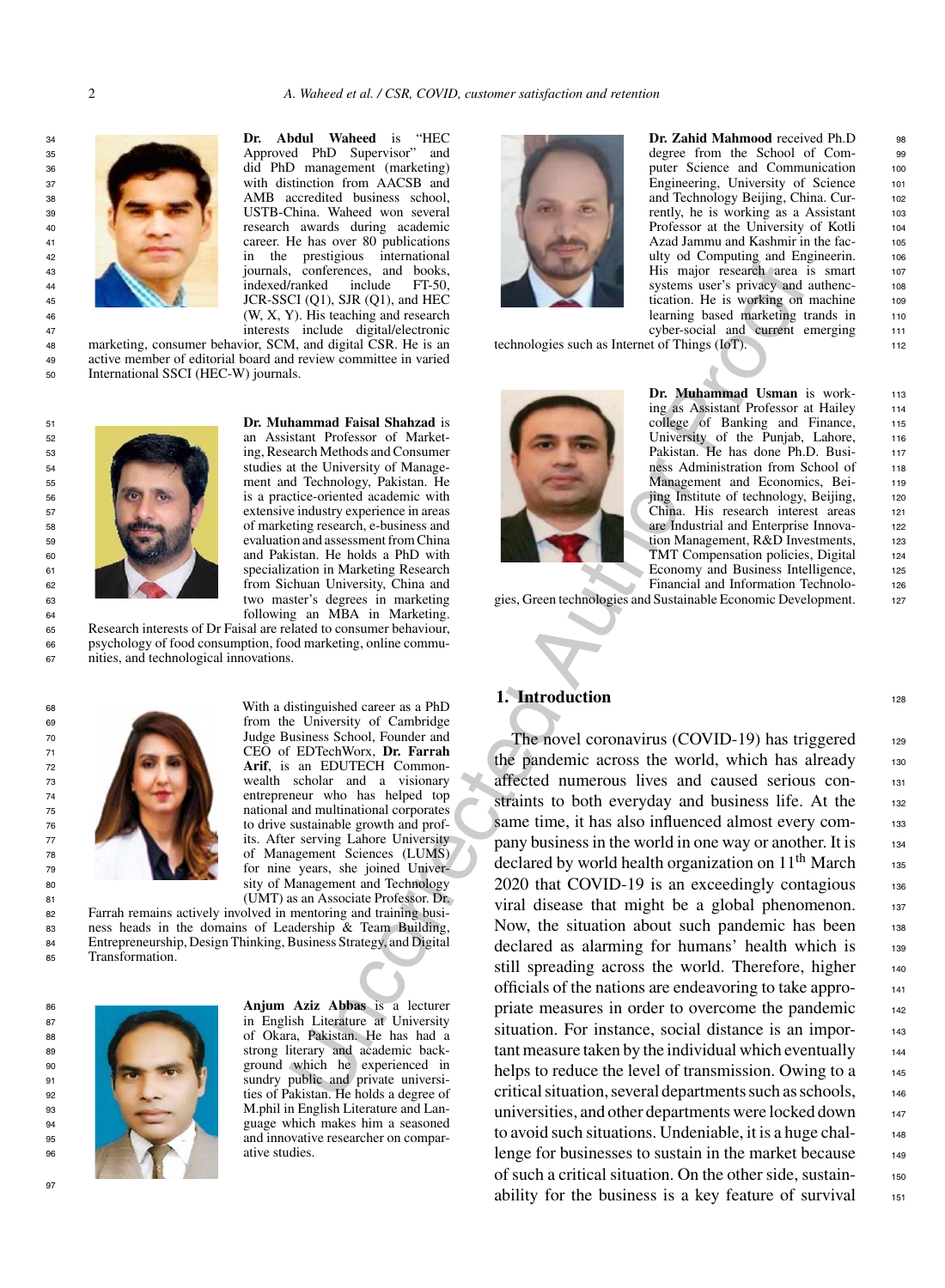**Dr. Abdul Waheed** is "HEC Approved PhD Supervisor" and did PhD management (marketing) with distinction from AACSB and AMB accredited business school, USTB-China. Waheed won several research awards during academic career. He has over 80 publications in the prestigious international journals, conferences, and books, indexed/ranked include FT-50, JCR-SSCI (Q1), SJR (Q1), and HEC (W, X, Y). His teaching and research interests include digital/electronic marketing, consumer behavior, SCM, and digital CSR. He is an active member of editorial board and review committee in varied International SSCI (HEC-W) journals.

**Dr. Muhammad Faisal Shahzad** is an Assistant Professor of Marketing, Research Methods and Consumer studies at the University of Management and Technology, Pakistan. He is a practice-oriented academic with extensive industry experience in areas of marketing research, e-business and evaluation and assessment from China and Pakistan. He holds a PhD with specialization in Marketing Research from Sichuan University, China and two master's degrees in marketing following an MBA in Marketing. Research interests of Dr Faisal are related to consumer behaviour, psychology of food consumption, food marketing, online communities, and technological innovations.

With a distinguished career as a PhD from the University of Cambridge Judge Business School, Founder and CEO of EDTechWorx, **Dr. Farrah Arif**, is an EDUTECH Commonwealth scholar and a visionary entrepreneur who has helped top national and multinational corporates to drive sustainable growth and profits. After serving Lahore University of Management Sciences (LUMS) for nine years, she joined University of Management and Technology (UMT) as an Associate Professor. Dr. Farrah remains actively involved in mentoring and training business heads in the domains of Leadership & Team Building, Entrepreneurship, Design Thinking, Business Strategy, and Digital Transformation.

**Anjum Aziz Abbas** is a lecturer in English Literature at University of Okara, Pakistan. He has had a strong literary and academic background which he experienced in sundry public and private universities of Pakistan. He holds a degree of M.phil in English Literature and Language which makes him a seasoned and innovative researcher on comparative studies.

**Dr. Zahid Mahmood** received Ph.D degree from the School of Computer Science and Communication Engineering, University of Science and Technology Beijing, China. Currently, he is working as a Assistant Professor at the University of Kotli Azad Jammu and Kashmir in the faculty od Computing and Engineerin. His major research area is smart systems user's privacy and authenctication. He is working on machine learning based marketing trands in cyber-social and current emerging technologies such as Internet of Things (IoT).

**Dr. Muhammad Usman** is working as Assistant Professor at Hailey college of Banking and Finance, University of the Punjab, Lahore, Pakistan. He has done Ph.D. Business Administration from School of Management and Economics, Beijing Institute of technology, Beijing, China. His research interest areas are Industrial and Enterprise Innovation Management, R&D Investments, TMT Compensation policies, Digital Economy and Business Intelligence, Financial and Information Technologies, Green technologies and Sustainable Economic Development.

## 1. Introduction

The novel coronavirus (COVID-19) has triggered the pandemic across the world, which has already affected numerous lives and caused serious constraints to both everyday and business life. At the same time, it has also influenced almost every company business in the world in one way or another. It is declared by world health organization on 11th March 2020 that COVID-19 is an exceedingly contagious viral disease that might be a global phenomenon. Now, the situation about such pandemic has been declared as alarming for humans' health which is still spreading across the world. Therefore, higher officials of the nations are endeavoring to take appropriate measures in order to overcome the pandemic situation. For instance, social distance is an important measure taken by the individual which eventually helps to reduce the level of transmission. Owing to a critical situation, several departments such as schools, universities, and other departments were locked down to avoid such situations. Undeniable, it is a huge challenge for businesses to sustain in the market because of such a critical situation. On the other side, sustainability for the business is a key feature of survival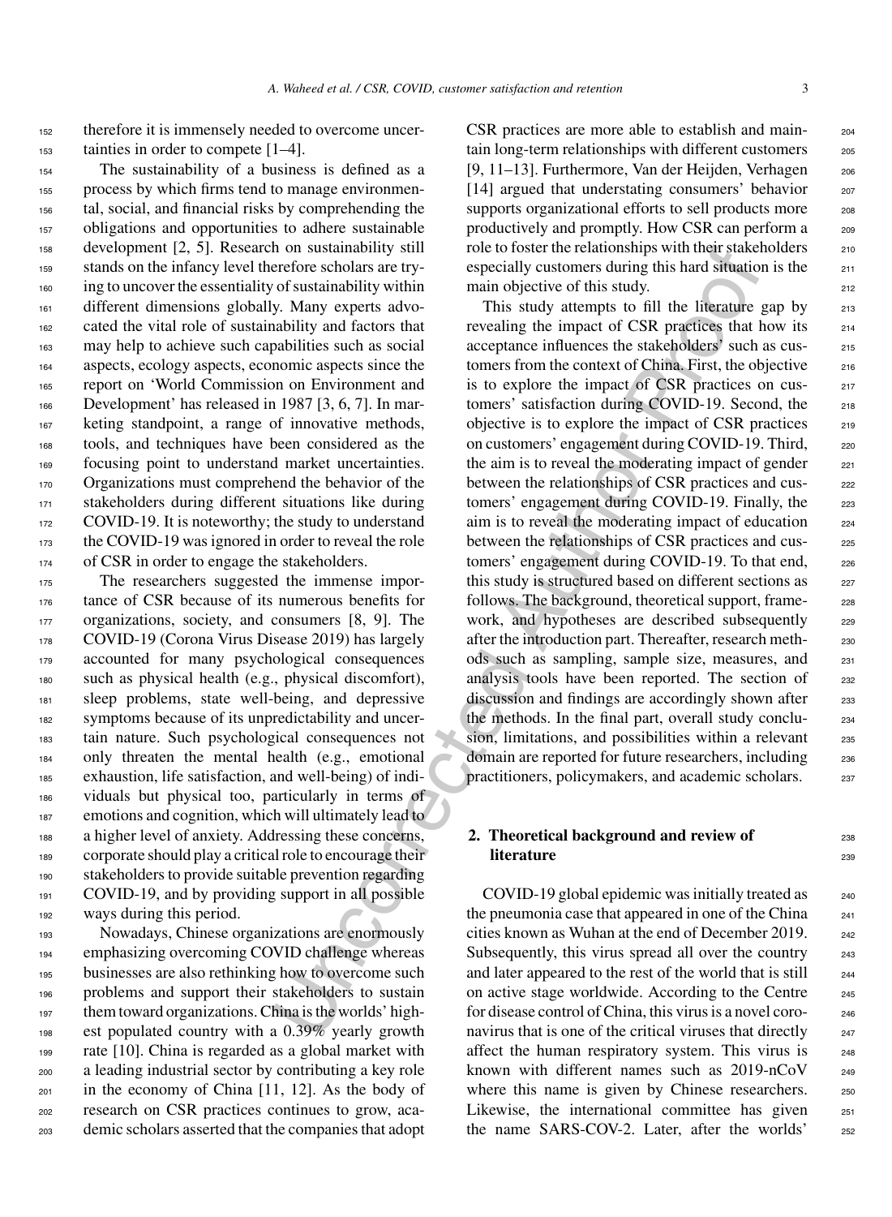therefore it is immensely needed to overcome uncertainties in order to compete [1–4].

The sustainability of a business is defined as a process by which firms tend to manage environmental, social, and financial risks by comprehending the obligations and opportunities to adhere sustainable development [2, 5]. Research on sustainability still stands on the infancy level therefore scholars are trying to uncover the essentiality of sustainability within different dimensions globally. Many experts advocated the vital role of sustainability and factors that may help to achieve such capabilities such as social aspects, ecology aspects, economic aspects since the report on 'World Commission on Environment and Development' has released in 1987 [3, 6, 7]. In marketing standpoint, a range of innovative methods, tools, and techniques have been considered as the focusing point to understand market uncertainties. Organizations must comprehend the behavior of the stakeholders during different situations like during COVID-19. It is noteworthy; the study to understand the COVID-19 was ignored in order to reveal the role of CSR in order to engage the stakeholders.

The researchers suggested the immense importance of CSR because of its numerous benefits for organizations, society, and consumers [8, 9]. The COVID-19 (Corona Virus Disease 2019) has largely accounted for many psychological consequences such as physical health (e.g., physical discomfort), sleep problems, state well-being, and depressive symptoms because of its unpredictability and uncertain nature. Such psychological consequences not only threaten the mental health (e.g., emotional exhaustion, life satisfaction, and well-being) of individuals but physical too, particularly in terms of emotions and cognition, which will ultimately lead to a higher level of anxiety. Addressing these concerns, corporate should play a critical role to encourage their stakeholders to provide suitable prevention regarding COVID-19, and by providing support in all possible ways during this period.

Nowadays, Chinese organizations are enormously emphasizing overcoming COVID challenge whereas businesses are also rethinking how to overcome such problems and support their stakeholders to sustain them toward organizations. China is the worlds' highest populated country with a 0.39% yearly growth rate [10]. China is regarded as a global market with a leading industrial sector by contributing a key role in the economy of China [11, 12]. As the body of research on CSR practices continues to grow, academic scholars asserted that the companies that adopt CSR practices are more able to establish and maintain long-term relationships with different customers [9, 11–13]. Furthermore, Van der Heijden, Verhagen [14] argued that understating consumers' behavior supports organizational efforts to sell products more productively and promptly. How CSR can perform a role to foster the relationships with their stakeholders especially customers during this hard situation is the main objective of this study.

This study attempts to fill the literature gap by revealing the impact of CSR practices that how its acceptance influences the stakeholders' such as customers from the context of China. First, the objective is to explore the impact of CSR practices on customers' satisfaction during COVID-19. Second, the objective is to explore the impact of CSR practices on customers' engagement during COVID-19. Third, the aim is to reveal the moderating impact of gender between the relationships of CSR practices and customers' engagement during COVID-19. Finally, the aim is to reveal the moderating impact of education between the relationships of CSR practices and customers' engagement during COVID-19. To that end, this study is structured based on different sections as follows. The background, theoretical support, framework, and hypotheses are described subsequently after the introduction part. Thereafter, research methods such as sampling, sample size, measures, and analysis tools have been reported. The section of discussion and findings are accordingly shown after the methods. In the final part, overall study conclusion, limitations, and possibilities within a relevant domain are reported for future researchers, including practitioners, policymakers, and academic scholars.

## 2. Theoretical background and review of literature

COVID-19 global epidemic was initially treated as the pneumonia case that appeared in one of the China cities known as Wuhan at the end of December 2019. Subsequently, this virus spread all over the country and later appeared to the rest of the world that is still on active stage worldwide. According to the Centre for disease control of China, this virus is a novel coronavirus that is one of the critical viruses that directly affect the human respiratory system. This virus is known with different names such as 2019-nCoV where this name is given by Chinese researchers. Likewise, the international committee has given the name SARS-COV-2. Later, after the worlds'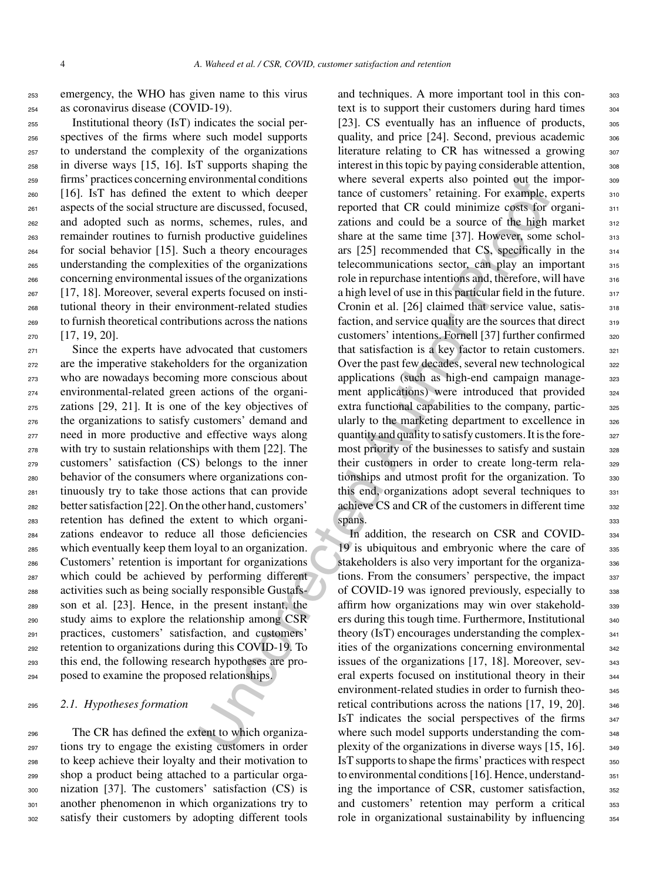emergency, the WHO has given name to this virus as coronavirus disease (COVID-19).

Institutional theory (IsT) indicates the social perspectives of the firms where such model supports to understand the complexity of the organizations in diverse ways [15, 16]. IsT supports shaping the firms' practices concerning environmental conditions [16]. IsT has defined the extent to which deeper aspects of the social structure are discussed, focused, and adopted such as norms, schemes, rules, and remainder routines to furnish productive guidelines for social behavior [15]. Such a theory encourages understanding the complexities of the organizations concerning environmental issues of the organizations [17, 18]. Moreover, several experts focused on institutional theory in their environment-related studies to furnish theoretical contributions across the nations [17, 19, 20].

Since the experts have advocated that customers are the imperative stakeholders for the organization who are nowadays becoming more conscious about environmental-related green actions of the organizations [29, 21]. It is one of the key objectives of the organizations to satisfy customers' demand and need in more productive and effective ways along with try to sustain relationships with them [22]. The customers' satisfaction (CS) belongs to the inner behavior of the consumers where organizations continuously try to take those actions that can provide better satisfaction [22]. On the other hand, customers' retention has defined the extent to which organizations endeavor to reduce all those deficiencies which eventually keep them loyal to an organization. Customers' retention is important for organizations which could be achieved by performing different activities such as being socially responsible Gustafsson et al. [23]. Hence, in the present instant, the study aims to explore the relationship among CSR practices, customers' satisfaction, and customers' retention to organizations during this COVID-19. To this end, the following research hypotheses are proposed to examine the proposed relationships.

### 2.1. Hypotheses formation

The CR has defined the extent to which organizations try to engage the existing customers in order to keep achieve their loyalty and their motivation to shop a product being attached to a particular organization [37]. The customers' satisfaction (CS) is another phenomenon in which organizations try to satisfy their customers by adopting different tools and techniques. A more important tool in this context is to support their customers during hard times [23]. CS eventually has an influence of products, quality, and price [24]. Second, previous academic literature relating to CR has witnessed a growing interest in this topic by paying considerable attention, where several experts also pointed out the importance of customers' retaining. For example, experts reported that CR could minimize costs for organizations and could be a source of the high market share at the same time [37]. However, some scholars [25] recommended that CS, specifically in the telecommunications sector, can play an important role in repurchase intentions and, therefore, will have a high level of use in this particular field in the future. Cronin et al. [26] claimed that service value, satisfaction, and service quality are the sources that direct customers' intentions. Fornell [37] further confirmed that satisfaction is a key factor to retain customers. Over the past few decades, several new technological applications (such as high-end campaign management applications) were introduced that provided extra functional capabilities to the company, particularly to the marketing department to excellence in quantity and quality to satisfy customers. It is the foremost priority of the businesses to satisfy and sustain their customers in order to create long-term relationships and utmost profit for the organization. To this end, organizations adopt several techniques to achieve CS and CR of the customers in different time spans.

In addition, the research on CSR and COVID-19 is ubiquitous and embryonic where the care of stakeholders is also very important for the organizations. From the consumers' perspective, the impact of COVID-19 was ignored previously, especially to affirm how organizations may win over stakeholders during this tough time. Furthermore, Institutional theory (IsT) encourages understanding the complexities of the organizations concerning environmental issues of the organizations [17, 18]. Moreover, several experts focused on institutional theory in their environment-related studies in order to furnish theoretical contributions across the nations [17, 19, 20]. IsT indicates the social perspectives of the firms where such model supports understanding the complexity of the organizations in diverse ways [15, 16]. IsT supports to shape the firms' practices with respect to environmental conditions [16]. Hence, understanding the importance of CSR, customer satisfaction, and customers' retention may perform a critical role in organizational sustainability by influencing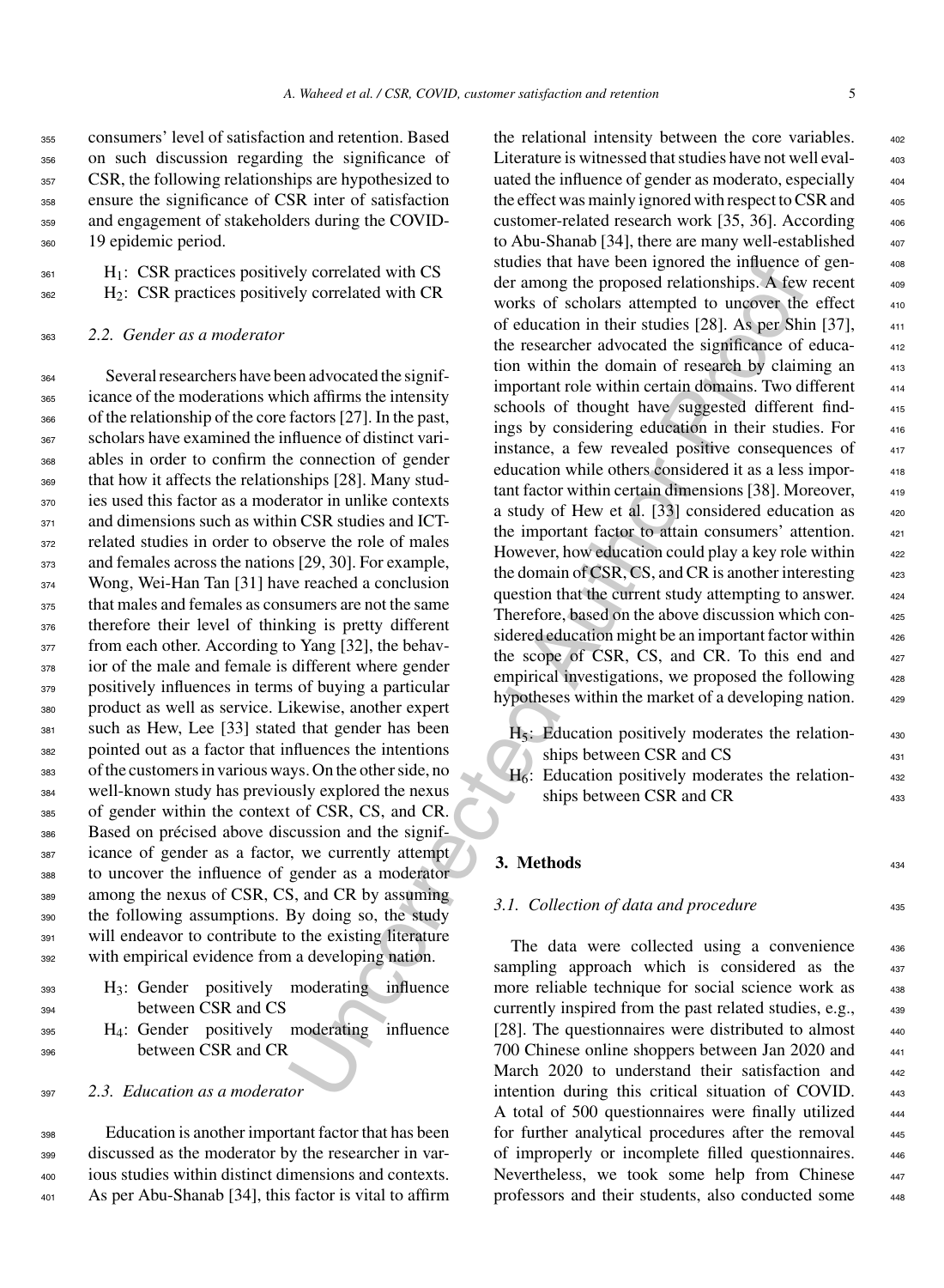consumers' level of satisfaction and retention. Based on such discussion regarding the significance of CSR, the following relationships are hypothesized to ensure the significance of CSR inter of satisfaction and engagement of stakeholders during the COVID-19 epidemic period.

$H_1$: CSR practices positively correlated with CS

$H_2$: CSR practices positively correlated with CR

### 2.2. Gender as a moderator

Several researchers have been advocated the significance of the moderations which affirms the intensity of the relationship of the core factors [27]. In the past, scholars have examined the influence of distinct variables in order to confirm the connection of gender that how it affects the relationships [28]. Many studies used this factor as a moderator in unlike contexts and dimensions such as within CSR studies and ICT-related studies in order to observe the role of males and females across the nations [29, 30]. For example, Wong, Wei-Han Tan [31] have reached a conclusion that males and females as consumers are not the same therefore their level of thinking is pretty different from each other. According to Yang [32], the behavior of the male and female is different where gender positively influences in terms of buying a particular product as well as service. Likewise, another expert such as Hew, Lee [33] stated that gender has been pointed out as a factor that influences the intentions of the customers in various ways. On the other side, no well-known study has previously explored the nexus of gender within the context of CSR, CS, and CR. Based on précised above discussion and the significance of gender as a factor, we currently attempt to uncover the influence of gender as a moderator among the nexus of CSR, CS, and CR by assuming the following assumptions. By doing so, the study will endeavor to contribute to the existing literature with empirical evidence from a developing nation.

$H_3$: Gender positively moderating influence between CSR and CS

$H_4$: Gender positively moderating influence between CSR and CR

### 2.3. Education as a moderator

Education is another important factor that has been discussed as the moderator by the researcher in various studies within distinct dimensions and contexts. As per Abu-Shanab [34], this factor is vital to affirm the relational intensity between the core variables. Literature is witnessed that studies have not well evaluated the influence of gender as moderato, especially the effect was mainly ignored with respect to CSR and customer-related research work [35, 36]. According to Abu-Shanab [34], there are many well-established studies that have been ignored the influence of gender among the proposed relationships. A few recent works of scholars attempted to uncover the effect of education in their studies [28]. As per Shin [37], the researcher advocated the significance of education within the domain of research by claiming an important role within certain domains. Two different schools of thought have suggested different findings by considering education in their studies. For instance, a few revealed positive consequences of education while others considered it as a less important factor within certain dimensions [38]. Moreover, a study of Hew et al. [33] considered education as the important factor to attain consumers' attention. However, how education could play a key role within the domain of CSR, CS, and CR is another interesting question that the current study attempting to answer. Therefore, based on the above discussion which considered education might be an important factor within the scope of CSR, CS, and CR. To this end and empirical investigations, we proposed the following hypotheses within the market of a developing nation.

$H_5$: Education positively moderates the relationships between CSR and CS

$H_6$: Education positively moderates the relationships between CSR and CR

## 3. Methods

### 3.1. Collection of data and procedure

The data were collected using a convenience sampling approach which is considered as the more reliable technique for social science work as currently inspired from the past related studies, e.g., [28]. The questionnaires were distributed to almost 700 Chinese online shoppers between Jan 2020 and March 2020 to understand their satisfaction and intention during this critical situation of COVID. A total of 500 questionnaires were finally utilized for further analytical procedures after the removal of improperly or incomplete filled questionnaires. Nevertheless, we took some help from Chinese professors and their students, also conducted some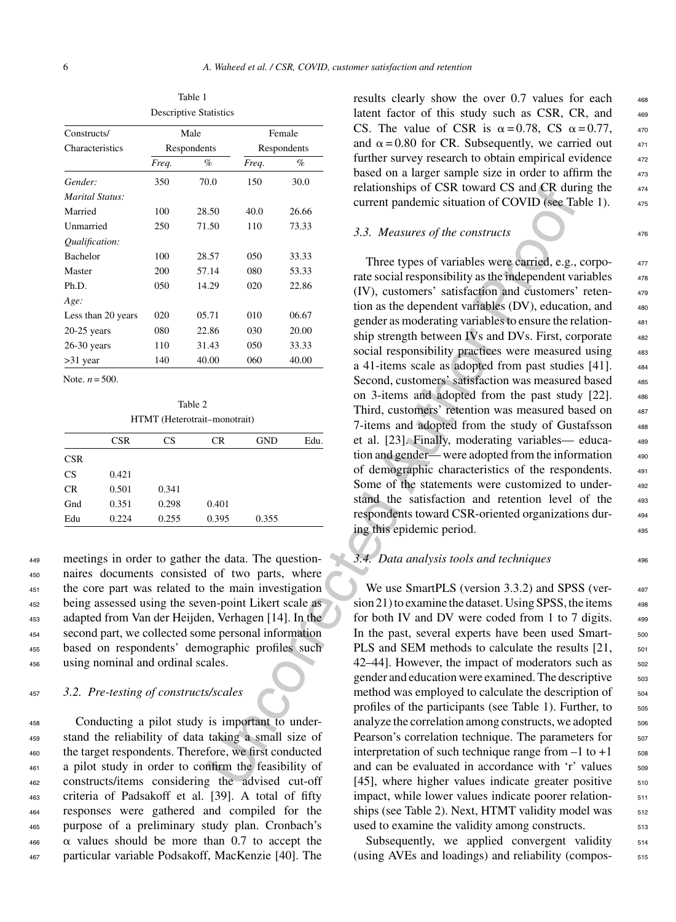Table 1

Descriptive Statistics

| Constructs/ Characteristics | Male Respondents | | Female Respondents | |
|---|---|---|---|---|
| | *Freq.* | *%* | *Freq.* | *%* |
| *Gender:* | 350 | 70.0 | 150 | 30.0 |
| *Marital Status:* | | | | |
| Married | 100 | 28.50 | 40.0 | 26.66 |
| Unmarried | 250 | 71.50 | 110 | 73.33 |
| *Qualification:* | | | | |
| Bachelor | 100 | 28.57 | 050 | 33.33 |
| Master | 200 | 57.14 | 080 | 53.33 |
| Ph.D. | 050 | 14.29 | 020 | 22.86 |
| *Age:* | | | | |
| Less than 20 years | 020 | 05.71 | 010 | 06.67 |
| 20-25 years | 080 | 22.86 | 030 | 20.00 |
| 26-30 years | 110 | 31.43 | 050 | 33.33 |
| >31 year | 140 | 40.00 | 060 | 40.00 |

Note. $n = 500$.

Table 2

HTMT (Heterotrait–monotrait)

| | CSR | CS | CR | GND | Edu. |
|---|---|---|---|---|---|
| CSR | | | | | |
| CS | 0.421 | | | | |
| CR | 0.501 | 0.341 | | | |
| Gnd | 0.351 | 0.298 | 0.401 | | |
| Edu | 0.224 | 0.255 | 0.395 | 0.355 | |

meetings in order to gather the data. The questionnaires documents consisted of two parts, where the core part was related to the main investigation being assessed using the seven-point Likert scale as adapted from Van der Heijden, Verhagen [14]. In the second part, we collected some personal information based on respondents' demographic profiles such using nominal and ordinal scales.

### 3.2. Pre-testing of constructs/scales

Conducting a pilot study is important to understand the reliability of data taking a small size of the target respondents. Therefore, we first conducted a pilot study in order to confirm the feasibility of constructs/items considering the advised cut-off criteria of Padsakoff et al. [39]. A total of fifty responses were gathered and compiled for the purpose of a preliminary study plan. Cronbach's $\alpha$ values should be more than 0.7 to accept the particular variable Podsakoff, MacKenzie [40]. The results clearly show the over 0.7 values for each latent factor of this study such as CSR, CR, and CS. The value of CSR is $\alpha = 0.78$, CS $\alpha = 0.77$, and $\alpha = 0.80$ for CR. Subsequently, we carried out further survey research to obtain empirical evidence based on a larger sample size in order to affirm the relationships of CSR toward CS and CR during the current pandemic situation of COVID (see Table 1).

### 3.3. Measures of the constructs

Three types of variables were carried, e.g., corporate social responsibility as the independent variables (IV), customers' satisfaction and customers' retention as the dependent variables (DV), education, and gender as moderating variables to ensure the relationship strength between IVs and DVs. First, corporate social responsibility practices were measured using a 41-items scale as adopted from past studies [41]. Second, customers' satisfaction was measured based on 3-items and adopted from the past study [22]. Third, customers' retention was measured based on 7-items and adopted from the study of Gustafsson et al. [23]. Finally, moderating variables— education and gender— were adopted from the information of demographic characteristics of the respondents. Some of the statements were customized to understand the satisfaction and retention level of the respondents toward CSR-oriented organizations during this epidemic period.

### 3.4. Data analysis tools and techniques

We use SmartPLS (version 3.3.2) and SPSS (version 21) to examine the dataset. Using SPSS, the items for both IV and DV were coded from 1 to 7 digits. In the past, several experts have been used SmartPLS and SEM methods to calculate the results [21, 42–44]. However, the impact of moderators such as gender and education were examined. The descriptive method was employed to calculate the description of profiles of the participants (see Table 1). Further, to analyze the correlation among constructs, we adopted Pearson's correlation technique. The parameters for interpretation of such technique range from –1 to +1 and can be evaluated in accordance with 'r' values [45], where higher values indicate greater positive impact, while lower values indicate poorer relationships (see Table 2). Next, HTMT validity model was used to examine the validity among constructs.

Subsequently, we applied convergent validity (using AVEs and loadings) and reliability (compos-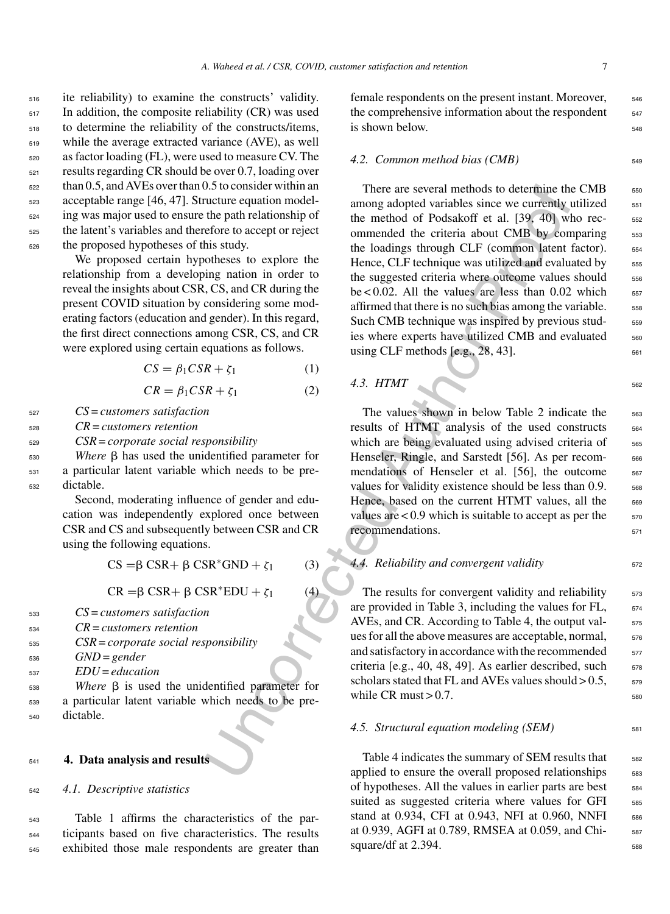ite reliability) to examine the constructs' validity. In addition, the composite reliability (CR) was used to determine the reliability of the constructs/items, while the average extracted variance (AVE), as well as factor loading (FL), were used to measure CV. The results regarding CR should be over 0.7, loading over than 0.5, and AVEs over than 0.5 to consider within an acceptable range [46, 47]. Structure equation modeling was major used to ensure the path relationship of the latent's variables and therefore to accept or reject the proposed hypotheses of this study.

We proposed certain hypotheses to explore the relationship from a developing nation in order to reveal the insights about CSR, CS, and CR during the present COVID situation by considering some moderating factors (education and gender). In this regard, the first direct connections among CSR, CS, and CR were explored using certain equations as follows.

$$CS = \beta_1 CSR + \zeta_1 \quad (1)$$

$$CR = \beta_1 CSR + \zeta_1 \quad (2)$$

*CS = customers satisfaction*

*CR = customers retention*

*CSR = corporate social responsibility*

*Where* β has used the unidentified parameter for a particular latent variable which needs to be predictable.

Second, moderating influence of gender and education was independently explored once between CSR and CS and subsequently between CSR and CR using the following equations.

$$\text{CS} = \beta\ \text{CSR} + \beta\ \text{CSR}^{*}\text{GND} + \zeta_1 \quad (3)$$

$$\text{CR} = \beta\ \text{CSR} + \beta\ \text{CSR}^{*}\text{EDU} + \zeta_1 \quad (4)$$

*CS = customers satisfaction*

*CR = customers retention*

*CSR = corporate social responsibility*

*GND = gender*

*EDU = education*

*Where* β is used the unidentified parameter for a particular latent variable which needs to be predictable.

## 4. Data analysis and results

### 4.1. Descriptive statistics

Table 1 affirms the characteristics of the participants based on five characteristics. The results exhibited those male respondents are greater than female respondents on the present instant. Moreover, the comprehensive information about the respondent is shown below.

### 4.2. Common method bias (CMB)

There are several methods to determine the CMB among adopted variables since we currently utilized the method of Podsakoff et al. [39, 40] who recommended the criteria about CMB by comparing the loadings through CLF (common latent factor). Hence, CLF technique was utilized and evaluated by the suggested criteria where outcome values should be < 0.02. All the values are less than 0.02 which affirmed that there is no such bias among the variable. Such CMB technique was inspired by previous studies where experts have utilized CMB and evaluated using CLF methods [e.g., 28, 43].

### 4.3. HTMT

The values shown in below Table 2 indicate the results of HTMT analysis of the used constructs which are being evaluated using advised criteria of Henseler, Ringle, and Sarstedt [56]. As per recommendations of Henseler et al. [56], the outcome values for validity existence should be less than 0.9. Hence, based on the current HTMT values, all the values are < 0.9 which is suitable to accept as per the recommendations.

### 4.4. Reliability and convergent validity

The results for convergent validity and reliability are provided in Table 3, including the values for FL, AVEs, and CR. According to Table 4, the output values for all the above measures are acceptable, normal, and satisfactory in accordance with the recommended criteria [e.g., 40, 48, 49]. As earlier described, such scholars stated that FL and AVEs values should > 0.5, while CR must > 0.7.

### 4.5. Structural equation modeling (SEM)

Table 4 indicates the summary of SEM results that applied to ensure the overall proposed relationships of hypotheses. All the values in earlier parts are best suited as suggested criteria where values for GFI stand at 0.934, CFI at 0.943, NFI at 0.960, NNFI at 0.939, AGFI at 0.789, RMSEA at 0.059, and Chi-square/df at 2.394.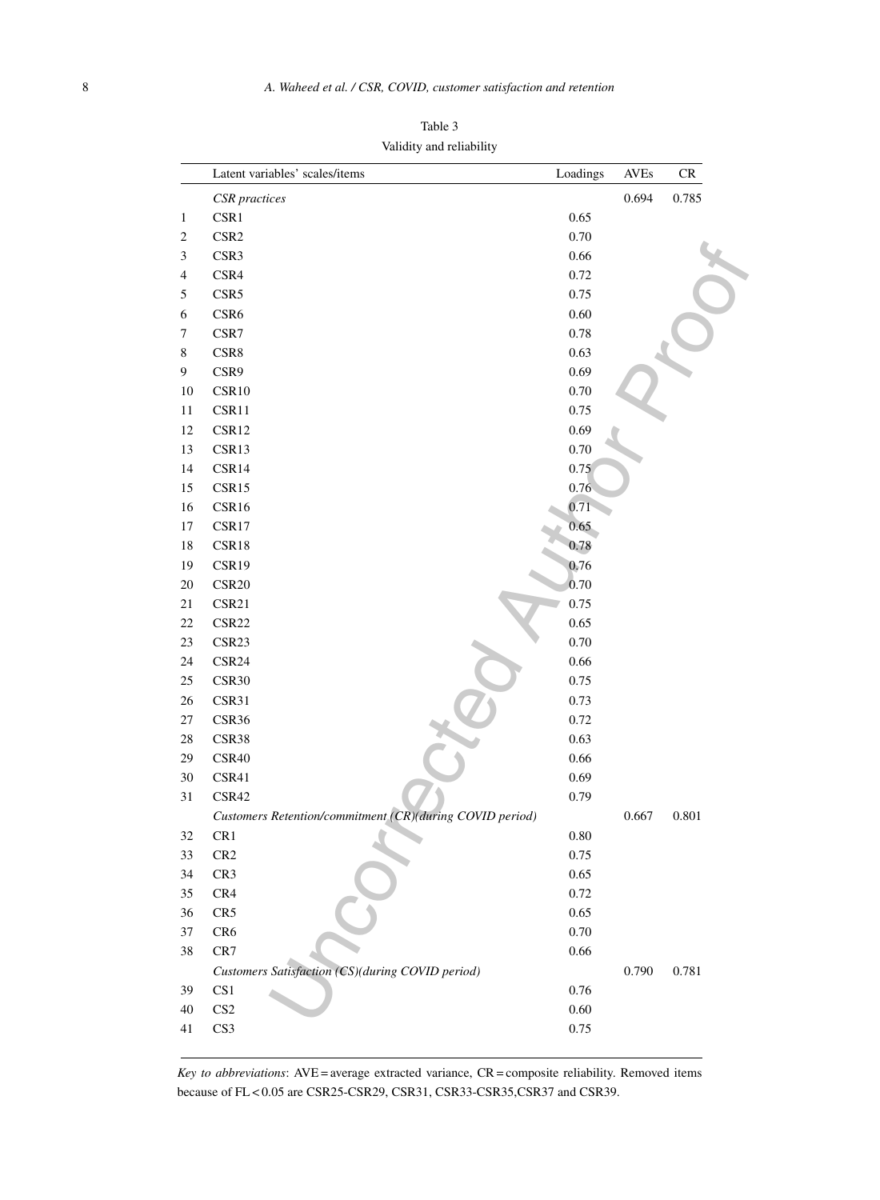Table 3

Validity and reliability

| | Latent variables' scales/items | Loadings | AVEs | CR |
|---|---|---|---|---|
| | *CSR practices* | | 0.694 | 0.785 |
| 1 | CSR1 | 0.65 | | |
| 2 | CSR2 | 0.70 | | |
| 3 | CSR3 | 0.66 | | |
| 4 | CSR4 | 0.72 | | |
| 5 | CSR5 | 0.75 | | |
| 6 | CSR6 | 0.60 | | |
| 7 | CSR7 | 0.78 | | |
| 8 | CSR8 | 0.63 | | |
| 9 | CSR9 | 0.69 | | |
| 10 | CSR10 | 0.70 | | |
| 11 | CSR11 | 0.75 | | |
| 12 | CSR12 | 0.69 | | |
| 13 | CSR13 | 0.70 | | |
| 14 | CSR14 | 0.75 | | |
| 15 | CSR15 | 0.76 | | |
| 16 | CSR16 | 0.71 | | |
| 17 | CSR17 | 0.65 | | |
| 18 | CSR18 | 0.78 | | |
| 19 | CSR19 | 0.76 | | |
| 20 | CSR20 | 0.70 | | |
| 21 | CSR21 | 0.75 | | |
| 22 | CSR22 | 0.65 | | |
| 23 | CSR23 | 0.70 | | |
| 24 | CSR24 | 0.66 | | |
| 25 | CSR30 | 0.75 | | |
| 26 | CSR31 | 0.73 | | |
| 27 | CSR36 | 0.72 | | |
| 28 | CSR38 | 0.63 | | |
| 29 | CSR40 | 0.66 | | |
| 30 | CSR41 | 0.69 | | |
| 31 | CSR42 | 0.79 | | |
| | *Customers Retention/commitment (CR)(during COVID period)* | | 0.667 | 0.801 |
| 32 | CR1 | 0.80 | | |
| 33 | CR2 | 0.75 | | |
| 34 | CR3 | 0.65 | | |
| 35 | CR4 | 0.72 | | |
| 36 | CR5 | 0.65 | | |
| 37 | CR6 | 0.70 | | |
| 38 | CR7 | 0.66 | | |
| | *Customers Satisfaction (CS)(during COVID period)* | | 0.790 | 0.781 |
| 39 | CS1 | 0.76 | | |
| 40 | CS2 | 0.60 | | |
| 41 | CS3 | 0.75 | | |

*Key to abbreviations*: AVE = average extracted variance, CR = composite reliability. Removed items because of FL < 0.05 are CSR25-CSR29, CSR31, CSR33-CSR35,CSR37 and CSR39.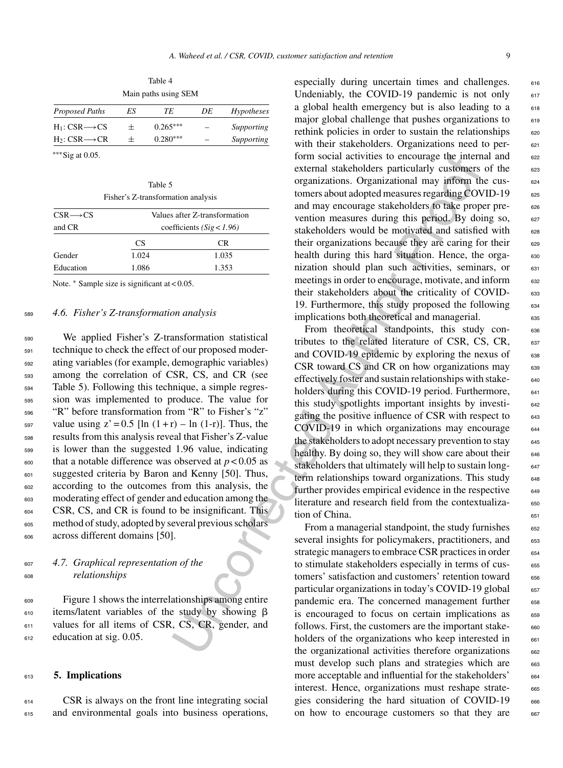Table 4

Main paths using SEM

| *Proposed Paths* | *ES* | *TE* | *DE* | *Hypotheses* |
|---|---|---|---|---|
| $H_1$: CSR⟶CS | ± | $0.265^{***}$ | – | *Supporting* |
| $H_2$: CSR⟶CR | ± | $0.280^{***}$ | – | *Supporting* |

$^{***}$Sig at 0.05.

Table 5

Fisher's Z-transformation analysis

| CSR⟶CS and CR | Values after Z-transformation coefficients *(Sig < 1.96)* | |
|---|---|---|
| | CS | CR |
| Gender | 1.024 | 1.035 |
| Education | 1.086 | 1.353 |

Note. * Sample size is significant at < 0.05.

### 4.6. Fisher's Z-transformation analysis

We applied Fisher's Z-transformation statistical technique to check the effect of our proposed moderating variables (for example, demographic variables) among the correlation of CSR, CS, and CR (see Table 5). Following this technique, a simple regression was implemented to produce. The value for "R" before transformation from "R" to Fisher's "z" value using $z' = 0.5\ [\ln(1 + r) - \ln(1\text{-}r)]$. Thus, the results from this analysis reveal that Fisher's Z-value is lower than the suggested 1.96 value, indicating that a notable difference was observed at $p < 0.05$ as suggested criteria by Baron and Kenny [50]. Thus, according to the outcomes from this analysis, the moderating effect of gender and education among the CSR, CS, and CR is found to be insignificant. This method of study, adopted by several previous scholars across different domains [50].

### 4.7. Graphical representation of the relationships

Figure 1 shows the interrelationships among entire items/latent variables of the study by showing β values for all items of CSR, CS, CR, gender, and education at sig. 0.05.

## 5. Implications

CSR is always on the front line integrating social and environmental goals into business operations, especially during uncertain times and challenges. Undeniably, the COVID-19 pandemic is not only a global health emergency but is also leading to a major global challenge that pushes organizations to rethink policies in order to sustain the relationships with their stakeholders. Organizations need to perform social activities to encourage the internal and external stakeholders particularly customers of the organizations. Organizational may inform the customers about adopted measures regarding COVID-19 and may encourage stakeholders to take proper prevention measures during this period. By doing so, stakeholders would be motivated and satisfied with their organizations because they are caring for their health during this hard situation. Hence, the organization should plan such activities, seminars, or meetings in order to encourage, motivate, and inform their stakeholders about the criticality of COVID-19. Furthermore, this study proposed the following implications both theoretical and managerial.

From theoretical standpoints, this study contributes to the related literature of CSR, CS, CR, and COVID-19 epidemic by exploring the nexus of CSR toward CS and CR on how organizations may effectively foster and sustain relationships with stakeholders during this COVID-19 period. Furthermore, this study spotlights important insights by investigating the positive influence of CSR with respect to COVID-19 in which organizations may encourage the stakeholders to adopt necessary prevention to stay healthy. By doing so, they will show care about their stakeholders that ultimately will help to sustain long-term relationships toward organizations. This study further provides empirical evidence in the respective literature and research field from the contextualization of China.

From a managerial standpoint, the study furnishes several insights for policymakers, practitioners, and strategic managers to embrace CSR practices in order to stimulate stakeholders especially in terms of customers' satisfaction and customers' retention toward particular organizations in today's COVID-19 global pandemic era. The concerned management further is encouraged to focus on certain implications as follows. First, the customers are the important stakeholders of the organizations who keep interested in the organizational activities therefore organizations must develop such plans and strategies which are more acceptable and influential for the stakeholders' interest. Hence, organizations must reshape strategies considering the hard situation of COVID-19 on how to encourage customers so that they are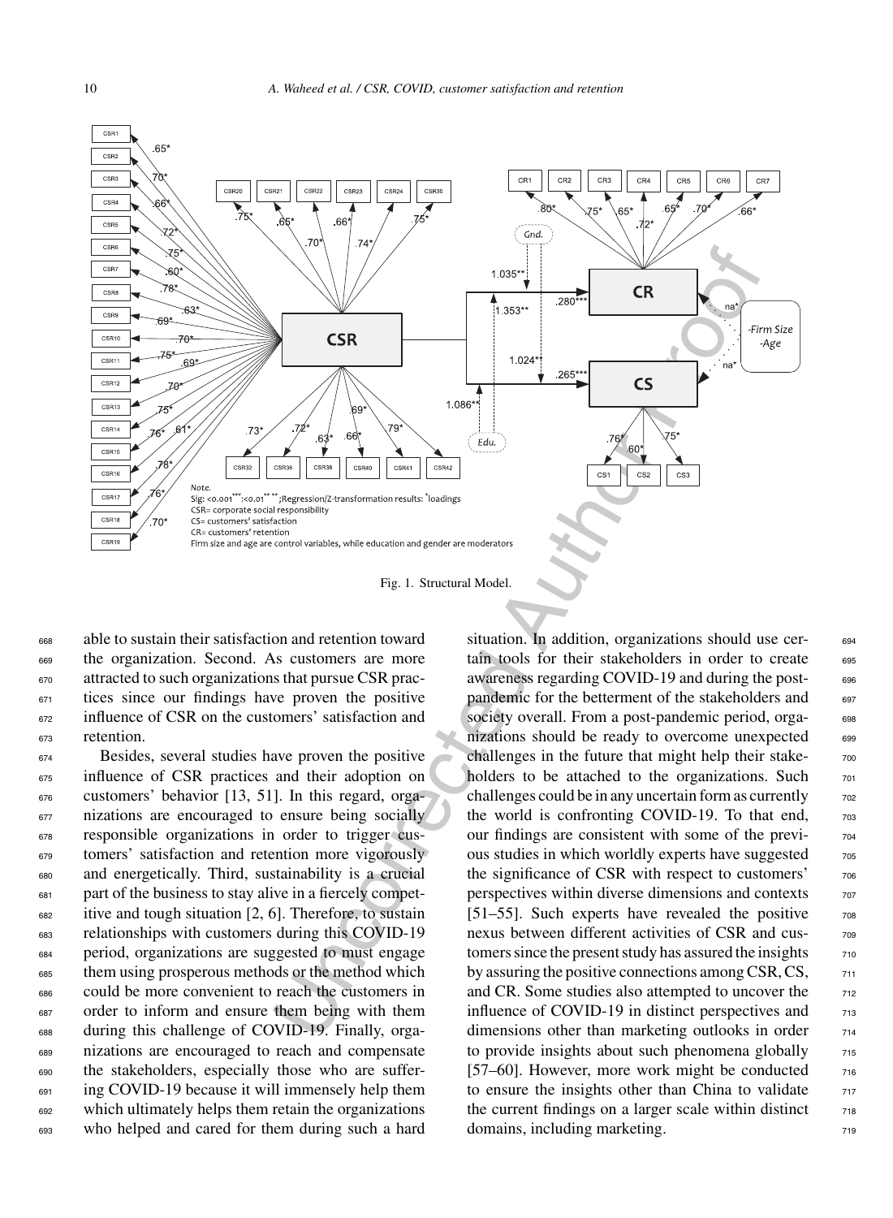CSR1
CSR2
CSR3
CSR4
CSR5
CSR6
CSR7
CSR8
CSR9
CSR10
CSR11
CSR12
CSR13
CSR14
CSR15
CSR16
CSR17
CSR18
CSR19
.65*
.70*
.66*
.72*
.75*
.60*
.78*
.63*
.69*
.70*
.75*
.69*
.70*
.75*
.76*
.61*
.78*
.76*
.70*
CSR20
CSR21
CSR22
CSR23
CSR24
CSR30
.75*
.65*
.66*
.75*
.70*
.74*
CSR
CSR32
CSR36
CSR38
CSR40
CSR41
CSR42
.73*
.72*
.63*
.66*
.69*
.79*
CR1
CR2
CR3
CR4
CR5
CR6
CR7
.80*
.75*
.65*
.72*
.65*
.70*
.66*
Gnd.
1.035**
1.353**
.280***
CR
1.024**
.265***
CS
1.086**
Edu.
na*
na*
-Firm Size
-Age
.76*
.60*
.75*
CS1
CS2
CS3

Note.
Sig: <0.001***; <0.01** **; Regression/Z-transformation results: *loadings
CSR= corporate social responsibility
CS= customers' satisfaction
CR= customers' retention
Firm size and age are control variables, while education and gender are moderators

Fig. 1. Structural Model.

able to sustain their satisfaction and retention toward the organization. Second. As customers are more attracted to such organizations that pursue CSR practices since our findings have proven the positive influence of CSR on the customers' satisfaction and retention.

Besides, several studies have proven the positive influence of CSR practices and their adoption on customers' behavior [13, 51]. In this regard, organizations are encouraged to ensure being socially responsible organizations in order to trigger customers' satisfaction and retention more vigorously and energetically. Third, sustainability is a crucial part of the business to stay alive in a fiercely competitive and tough situation [2, 6]. Therefore, to sustain relationships with customers during this COVID-19 period, organizations are suggested to must engage them using prosperous methods or the method which could be more convenient to reach the customers in order to inform and ensure them being with them during this challenge of COVID-19. Finally, organizations are encouraged to reach and compensate the stakeholders, especially those who are suffering COVID-19 because it will immensely help them which ultimately helps them retain the organizations who helped and cared for them during such a hard situation. In addition, organizations should use certain tools for their stakeholders in order to create awareness regarding COVID-19 and during the post-pandemic for the betterment of the stakeholders and society overall. From a post-pandemic period, organizations should be ready to overcome unexpected challenges in the future that might help their stakeholders to be attached to the organizations. Such challenges could be in any uncertain form as currently the world is confronting COVID-19. To that end, our findings are consistent with some of the previous studies in which worldly experts have suggested the significance of CSR with respect to customers' perspectives within diverse dimensions and contexts [51–55]. Such experts have revealed the positive nexus between different activities of CSR and customers since the present study has assured the insights by assuring the positive connections among CSR, CS, and CR. Some studies also attempted to uncover the influence of COVID-19 in distinct perspectives and dimensions other than marketing outlooks in order to provide insights about such phenomena globally [57–60]. However, more work might be conducted to ensure the insights other than China to validate the current findings on a larger scale within distinct domains, including marketing.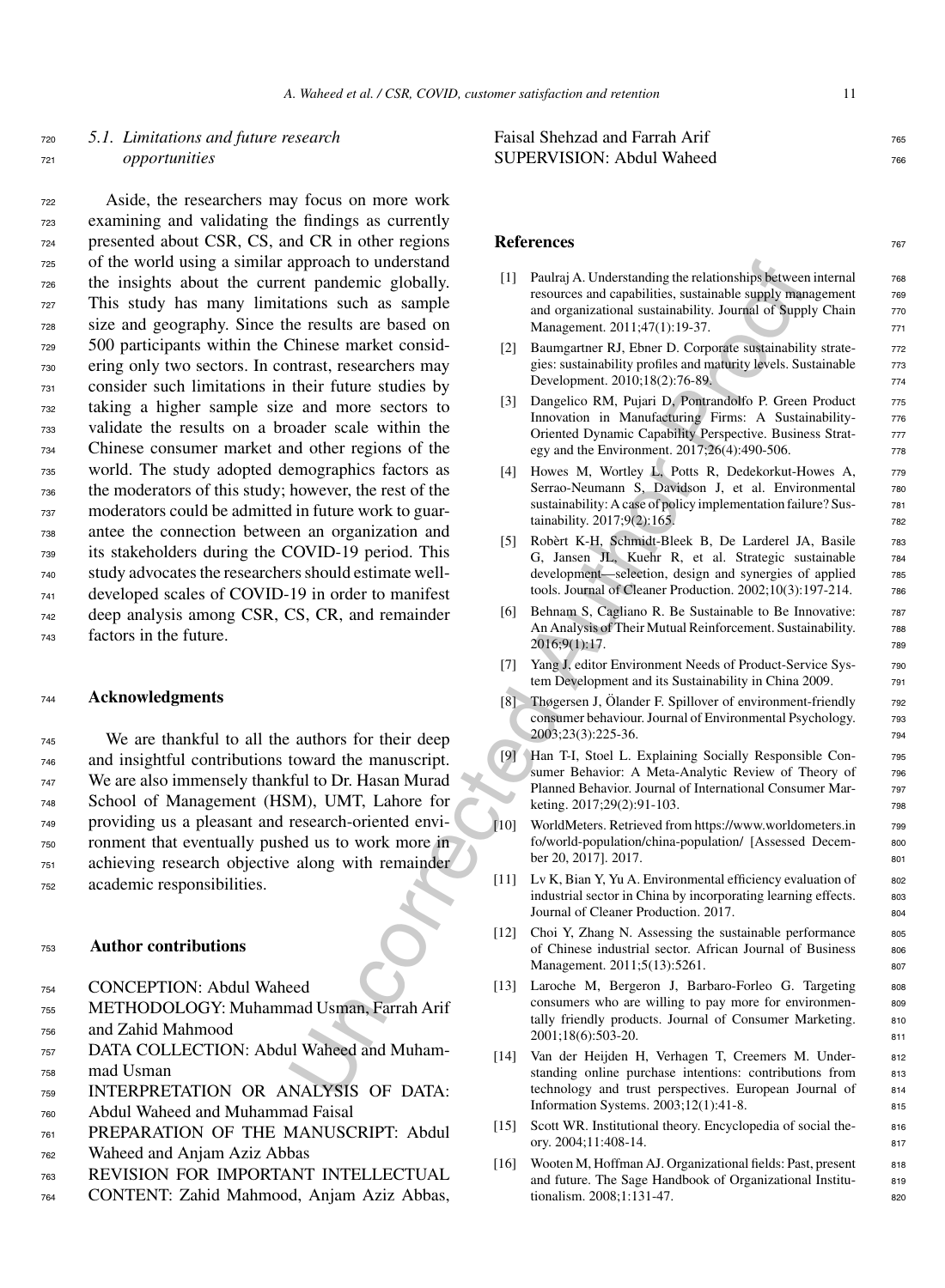### 5.1. Limitations and future research opportunities

Aside, the researchers may focus on more work examining and validating the findings as currently presented about CSR, CS, and CR in other regions of the world using a similar approach to understand the insights about the current pandemic globally. This study has many limitations such as sample size and geography. Since the results are based on 500 participants within the Chinese market considering only two sectors. In contrast, researchers may consider such limitations in their future studies by taking a higher sample size and more sectors to validate the results on a broader scale within the Chinese consumer market and other regions of the world. The study adopted demographics factors as the moderators of this study; however, the rest of the moderators could be admitted in future work to guarantee the connection between an organization and its stakeholders during the COVID-19 period. This study advocates the researchers should estimate well-developed scales of COVID-19 in order to manifest deep analysis among CSR, CS, CR, and remainder factors in the future.

## Acknowledgments

We are thankful to all the authors for their deep and insightful contributions toward the manuscript. We are also immensely thankful to Dr. Hasan Murad School of Management (HSM), UMT, Lahore for providing us a pleasant and research-oriented environment that eventually pushed us to work more in achieving research objective along with remainder academic responsibilities.

## Author contributions

CONCEPTION: Abdul Waheed
METHODOLOGY: Muhammad Usman, Farrah Arif and Zahid Mahmood
DATA COLLECTION: Abdul Waheed and Muhammad Usman
INTERPRETATION OR ANALYSIS OF DATA: Abdul Waheed and Muhammad Faisal
PREPARATION OF THE MANUSCRIPT: Abdul Waheed and Anjam Aziz Abbas
REVISION FOR IMPORTANT INTELLECTUAL CONTENT: Zahid Mahmood, Anjam Aziz Abbas, Faisal Shehzad and Farrah Arif
SUPERVISION: Abdul Waheed

## References

[1] Paulraj A. Understanding the relationships between internal resources and capabilities, sustainable supply management and organizational sustainability. Journal of Supply Chain Management. 2011;47(1):19-37.

[2] Baumgartner RJ, Ebner D. Corporate sustainability strategies: sustainability profiles and maturity levels. Sustainable Development. 2010;18(2):76-89.

[3] Dangelico RM, Pujari D, Pontrandolfo P. Green Product Innovation in Manufacturing Firms: A Sustainability-Oriented Dynamic Capability Perspective. Business Strategy and the Environment. 2017;26(4):490-506.

[4] Howes M, Wortley L, Potts R, Dedekorkut-Howes A, Serrao-Neumann S, Davidson J, et al. Environmental sustainability: A case of policy implementation failure? Sustainability. 2017;9(2):165.

[5] Robèrt K-H, Schmidt-Bleek B, De Larderel JA, Basile G, Jansen JL, Kuehr R, et al. Strategic sustainable development—selection, design and synergies of applied tools. Journal of Cleaner Production. 2002;10(3):197-214.

[6] Behnam S, Cagliano R. Be Sustainable to Be Innovative: An Analysis of Their Mutual Reinforcement. Sustainability. 2016;9(1):17.

[7] Yang J, editor Environment Needs of Product-Service System Development and its Sustainability in China 2009.

[8] Thøgersen J, Ölander F. Spillover of environment-friendly consumer behaviour. Journal of Environmental Psychology. 2003;23(3):225-36.

[9] Han T-I, Stoel L. Explaining Socially Responsible Consumer Behavior: A Meta-Analytic Review of Theory of Planned Behavior. Journal of International Consumer Marketing. 2017;29(2):91-103.

[10] WorldMeters. Retrieved from https://www.worldometers.info/world-population/china-population/ [Assessed December 20, 2017]. 2017.

[11] Lv K, Bian Y, Yu A. Environmental efficiency evaluation of industrial sector in China by incorporating learning effects. Journal of Cleaner Production. 2017.

[12] Choi Y, Zhang N. Assessing the sustainable performance of Chinese industrial sector. African Journal of Business Management. 2011;5(13):5261.

[13] Laroche M, Bergeron J, Barbaro-Forleo G. Targeting consumers who are willing to pay more for environmentally friendly products. Journal of Consumer Marketing. 2001;18(6):503-20.

[14] Van der Heijden H, Verhagen T, Creemers M. Understanding online purchase intentions: contributions from technology and trust perspectives. European Journal of Information Systems. 2003;12(1):41-8.

[15] Scott WR. Institutional theory. Encyclopedia of social theory. 2004;11:408-14.

[16] Wooten M, Hoffman AJ. Organizational fields: Past, present and future. The Sage Handbook of Organizational Institutionalism. 2008;1:131-47.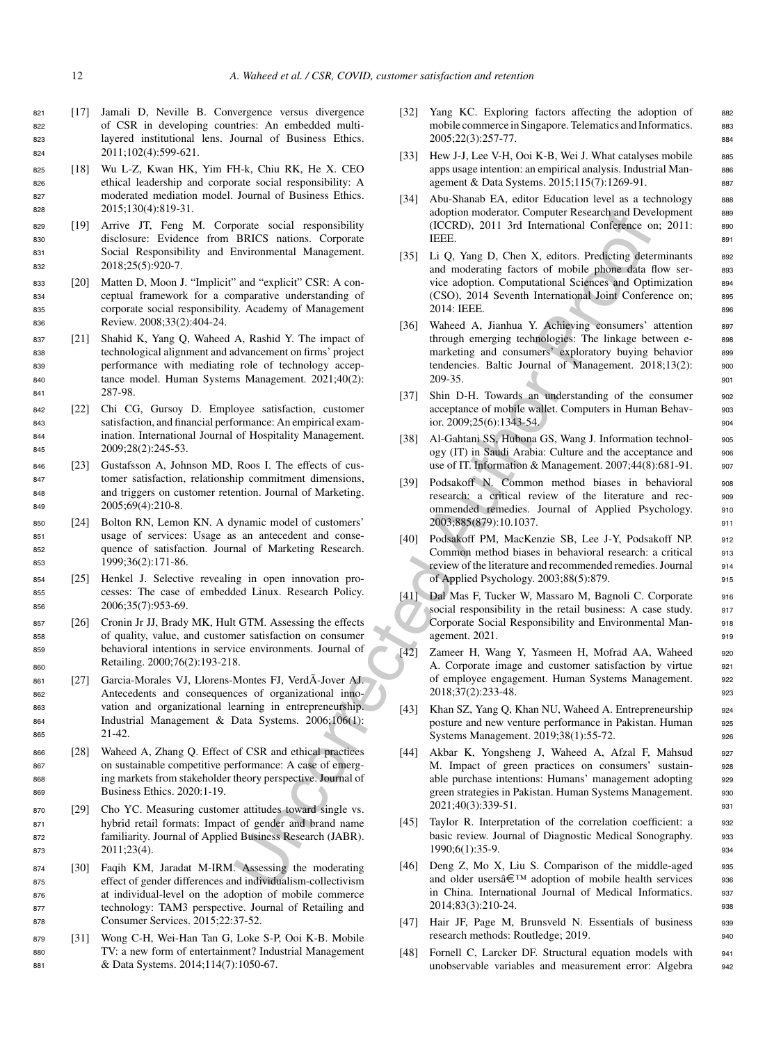[17] Jamali D, Neville B. Convergence versus divergence of CSR in developing countries: An embedded multi-layered institutional lens. Journal of Business Ethics. 2011;102(4):599-621.

[18] Wu L-Z, Kwan HK, Yim FH-k, Chiu RK, He X. CEO ethical leadership and corporate social responsibility: A moderated mediation model. Journal of Business Ethics. 2015;130(4):819-31.

[19] Arrive JT, Feng M. Corporate social responsibility disclosure: Evidence from BRICS nations. Corporate Social Responsibility and Environmental Management. 2018;25(5):920-7.

[20] Matten D, Moon J. "Implicit" and "explicit" CSR: A conceptual framework for a comparative understanding of corporate social responsibility. Academy of Management Review. 2008;33(2):404-24.

[21] Shahid K, Yang Q, Waheed A, Rashid Y. The impact of technological alignment and advancement on firms' project performance with mediating role of technology acceptance model. Human Systems Management. 2021;40(2): 287-98.

[22] Chi CG, Gursoy D. Employee satisfaction, customer satisfaction, and financial performance: An empirical examination. International Journal of Hospitality Management. 2009;28(2):245-53.

[23] Gustafsson A, Johnson MD, Roos I. The effects of customer satisfaction, relationship commitment dimensions, and triggers on customer retention. Journal of Marketing. 2005;69(4):210-8.

[24] Bolton RN, Lemon KN. A dynamic model of customers' usage of services: Usage as an antecedent and consequence of satisfaction. Journal of Marketing Research. 1999;36(2):171-86.

[25] Henkel J. Selective revealing in open innovation processes: The case of embedded Linux. Research Policy. 2006;35(7):953-69.

[26] Cronin Jr JJ, Brady MK, Hult GTM. Assessing the effects of quality, value, and customer satisfaction on consumer behavioral intentions in service environments. Journal of Retailing. 2000;76(2):193-218.

[27] Garcia-Morales VJ, Llorens-Montes FJ, VerdÃ-Jover AJ. Antecedents and consequences of organizational innovation and organizational learning in entrepreneurship. Industrial Management & Data Systems. 2006;106(1): 21-42.

[28] Waheed A, Zhang Q. Effect of CSR and ethical practices on sustainable competitive performance: A case of emerging markets from stakeholder theory perspective. Journal of Business Ethics. 2020:1-19.

[29] Cho YC. Measuring customer attitudes toward single vs. hybrid retail formats: Impact of gender and brand name familiarity. Journal of Applied Business Research (JABR). 2011;23(4).

[30] Faqih KM, Jaradat M-IRM. Assessing the moderating effect of gender differences and individualism-collectivism at individual-level on the adoption of mobile commerce technology: TAM3 perspective. Journal of Retailing and Consumer Services. 2015;22:37-52.

[31] Wong C-H, Wei-Han Tan G, Loke S-P, Ooi K-B. Mobile TV: a new form of entertainment? Industrial Management & Data Systems. 2014;114(7):1050-67.

[32] Yang KC. Exploring factors affecting the adoption of mobile commerce in Singapore. Telematics and Informatics. 2005;22(3):257-77.

[33] Hew J-J, Lee V-H, Ooi K-B, Wei J. What catalyses mobile apps usage intention: an empirical analysis. Industrial Management & Data Systems. 2015;115(7):1269-91.

[34] Abu-Shanab EA, editor Education level as a technology adoption moderator. Computer Research and Development (ICCRD), 2011 3rd International Conference on; 2011: IEEE.

[35] Li Q, Yang D, Chen X, editors. Predicting determinants and moderating factors of mobile phone data flow service adoption. Computational Sciences and Optimization (CSO), 2014 Seventh International Joint Conference on; 2014: IEEE.

[36] Waheed A, Jianhua Y. Achieving consumers' attention through emerging technologies: The linkage between e-marketing and consumers' exploratory buying behavior tendencies. Baltic Journal of Management. 2018;13(2): 209-35.

[37] Shin D-H. Towards an understanding of the consumer acceptance of mobile wallet. Computers in Human Behavior. 2009;25(6):1343-54.

[38] Al-Gahtani SS, Hubona GS, Wang J. Information technology (IT) in Saudi Arabia: Culture and the acceptance and use of IT. Information & Management. 2007;44(8):681-91.

[39] Podsakoff N. Common method biases in behavioral research: a critical review of the literature and recommended remedies. Journal of Applied Psychology. 2003;885(879):10.1037.

[40] Podsakoff PM, MacKenzie SB, Lee J-Y, Podsakoff NP. Common method biases in behavioral research: a critical review of the literature and recommended remedies. Journal of Applied Psychology. 2003;88(5):879.

[41] Dal Mas F, Tucker W, Massaro M, Bagnoli C. Corporate social responsibility in the retail business: A case study. Corporate Social Responsibility and Environmental Management. 2021.

[42] Zameer H, Wang Y, Yasmeen H, Mofrad AA, Waheed A. Corporate image and customer satisfaction by virtue of employee engagement. Human Systems Management. 2018;37(2):233-48.

[43] Khan SZ, Yang Q, Khan NU, Waheed A. Entrepreneurship posture and new venture performance in Pakistan. Human Systems Management. 2019;38(1):55-72.

[44] Akbar K, Yongsheng J, Waheed A, Afzal F, Mahsud M. Impact of green practices on consumers' sustainable purchase intentions: Humans' management adopting green strategies in Pakistan. Human Systems Management. 2021;40(3):339-51.

[45] Taylor R. Interpretation of the correlation coefficient: a basic review. Journal of Diagnostic Medical Sonography. 1990;6(1):35-9.

[46] Deng Z, Mo X, Liu S. Comparison of the middle-aged and older usersâ€™ adoption of mobile health services in China. International Journal of Medical Informatics. 2014;83(3):210-24.

[47] Hair JF, Page M, Brunsveld N. Essentials of business research methods: Routledge; 2019.

[48] Fornell C, Larcker DF. Structural equation models with unobservable variables and measurement error: Algebra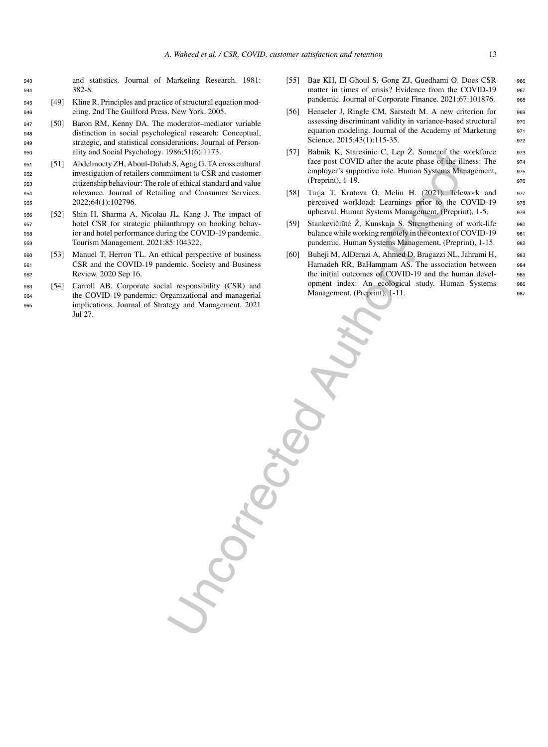and statistics. Journal of Marketing Research. 1981: 382-8.

[49] Kline R. Principles and practice of structural equation modeling. 2nd The Guilford Press. New York. 2005.

[50] Baron RM, Kenny DA. The moderator–mediator variable distinction in social psychological research: Conceptual, strategic, and statistical considerations. Journal of Personality and Social Psychology. 1986;51(6):1173.

[51] Abdelmoety ZH, Aboul-Dahab S, Agag G. TA cross cultural investigation of retailers commitment to CSR and customer citizenship behaviour: The role of ethical standard and value relevance. Journal of Retailing and Consumer Services. 2022;64(1):102796.

[52] Shin H, Sharma A, Nicolau JL, Kang J. The impact of hotel CSR for strategic philanthropy on booking behavior and hotel performance during the COVID-19 pandemic. Tourism Management. 2021;85:104322.

[53] Manuel T, Herron TL. An ethical perspective of business CSR and the COVID-19 pandemic. Society and Business Review. 2020 Sep 16.

[54] Carroll AB. Corporate social responsibility (CSR) and the COVID-19 pandemic: Organizational and managerial implications. Journal of Strategy and Management. 2021 Jul 27.

[55] Bae KH, El Ghoul S, Gong ZJ, Guedhami O. Does CSR matter in times of crisis? Evidence from the COVID-19 pandemic. Journal of Corporate Finance. 2021;67:101876.

[56] Henseler J, Ringle CM, Sarstedt M. A new criterion for assessing discriminant validity in variance-based structural equation modeling. Journal of the Academy of Marketing Science. 2015;43(1):115-35.

[57] Babnik K, Staresinic C, Lep Ž. Some of the workforce face post COVID after the acute phase of the illness: The employer's supportive role. Human Systems Management, (Preprint), 1-19.

[58] Turja T, Krutova O, Melin H. (2021). Telework and perceived workload: Learnings prior to the COVID-19 upheaval. Human Systems Management, (Preprint), 1-5.

[59] Stankevičiūtė Ž, Kunskaja S. Strengthening of work-life balance while working remotely in the context of COVID-19 pandemic. Human Systems Management, (Preprint), 1-15.

[60] Buheji M, AlDerazi A, Ahmed D, Bragazzi NL, Jahrami H, Hamadeh RR, BaHammam AS. The association between the initial outcomes of COVID-19 and the human development index: An ecological study. Human Systems Management, (Preprint), 1-11.